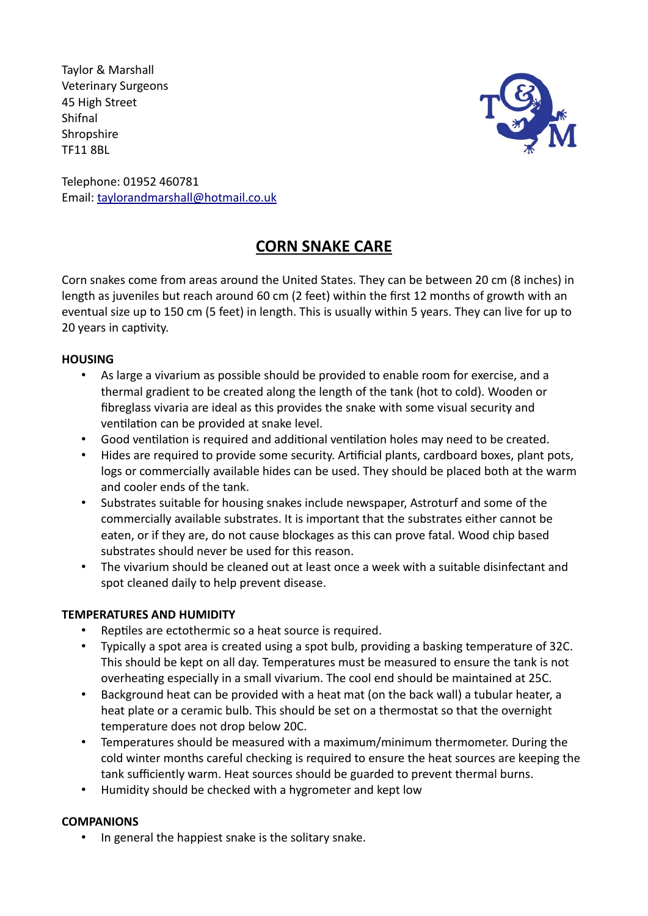Taylor & Marshall
Veterinary Surgeons
45 High Street
Shifnal
Shropshire
TF11 8BL

Telephone: 01952 460781
Email: [taylorandmarshall@hotmail.co.uk](mailto:taylorandmarshall@hotmail.co.uk)

# CORN SNAKE CARE

Corn snakes come from areas around the United States. They can be between 20 cm (8 inches) in length as juveniles but reach around 60 cm (2 feet) within the first 12 months of growth with an eventual size up to 150 cm (5 feet) in length. This is usually within 5 years. They can live for up to 20 years in captivity.

## HOUSING

- As large a vivarium as possible should be provided to enable room for exercise, and a thermal gradient to be created along the length of the tank (hot to cold). Wooden or fibreglass vivaria are ideal as this provides the snake with some visual security and ventilation can be provided at snake level.
- Good ventilation is required and additional ventilation holes may need to be created.
- Hides are required to provide some security. Artificial plants, cardboard boxes, plant pots, logs or commercially available hides can be used. They should be placed both at the warm and cooler ends of the tank.
- Substrates suitable for housing snakes include newspaper, Astroturf and some of the commercially available substrates. It is important that the substrates either cannot be eaten, or if they are, do not cause blockages as this can prove fatal. Wood chip based substrates should never be used for this reason.
- The vivarium should be cleaned out at least once a week with a suitable disinfectant and spot cleaned daily to help prevent disease.

## TEMPERATURES AND HUMIDITY

- Reptiles are ectothermic so a heat source is required.
- Typically a spot area is created using a spot bulb, providing a basking temperature of 32C. This should be kept on all day. Temperatures must be measured to ensure the tank is not overheating especially in a small vivarium. The cool end should be maintained at 25C.
- Background heat can be provided with a heat mat (on the back wall) a tubular heater, a heat plate or a ceramic bulb. This should be set on a thermostat so that the overnight temperature does not drop below 20C.
- Temperatures should be measured with a maximum/minimum thermometer. During the cold winter months careful checking is required to ensure the heat sources are keeping the tank sufficiently warm. Heat sources should be guarded to prevent thermal burns.
- Humidity should be checked with a hygrometer and kept low

## COMPANIONS

- In general the happiest snake is the solitary snake.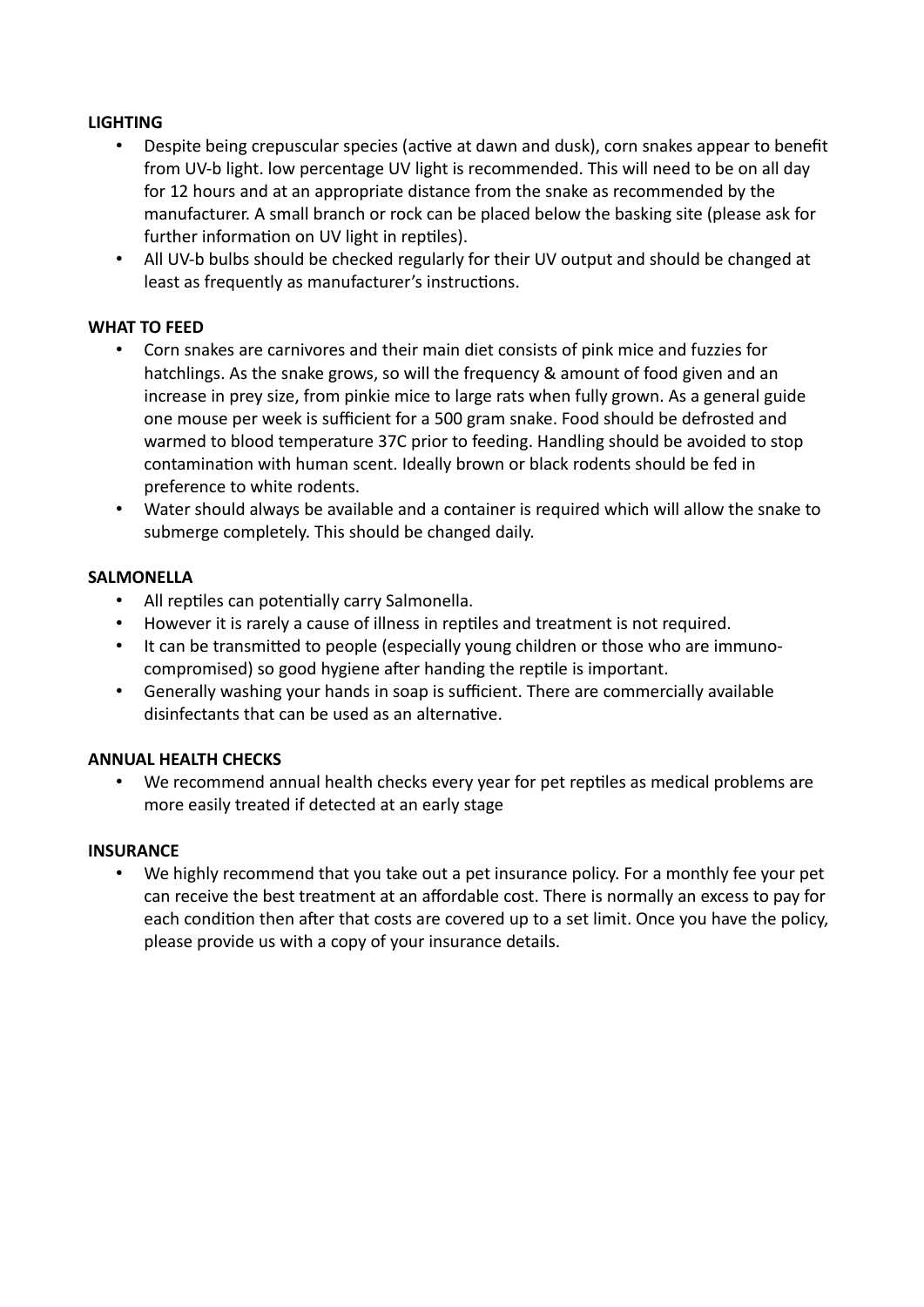**LIGHTING**

- Despite being crepuscular species (active at dawn and dusk), corn snakes appear to benefit from UV-b light. low percentage UV light is recommended. This will need to be on all day for 12 hours and at an appropriate distance from the snake as recommended by the manufacturer. A small branch or rock can be placed below the basking site (please ask for further information on UV light in reptiles).
- All UV-b bulbs should be checked regularly for their UV output and should be changed at least as frequently as manufacturer's instructions.

**WHAT TO FEED**

- Corn snakes are carnivores and their main diet consists of pink mice and fuzzies for hatchlings. As the snake grows, so will the frequency & amount of food given and an increase in prey size, from pinkie mice to large rats when fully grown. As a general guide one mouse per week is sufficient for a 500 gram snake. Food should be defrosted and warmed to blood temperature 37C prior to feeding. Handling should be avoided to stop contamination with human scent. Ideally brown or black rodents should be fed in preference to white rodents.
- Water should always be available and a container is required which will allow the snake to submerge completely. This should be changed daily.

**SALMONELLA**

- All reptiles can potentially carry Salmonella.
- However it is rarely a cause of illness in reptiles and treatment is not required.
- It can be transmitted to people (especially young children or those who are immuno-compromised) so good hygiene after handing the reptile is important.
- Generally washing your hands in soap is sufficient. There are commercially available disinfectants that can be used as an alternative.

**ANNUAL HEALTH CHECKS**

- We recommend annual health checks every year for pet reptiles as medical problems are more easily treated if detected at an early stage

**INSURANCE**

- We highly recommend that you take out a pet insurance policy. For a monthly fee your pet can receive the best treatment at an affordable cost. There is normally an excess to pay for each condition then after that costs are covered up to a set limit. Once you have the policy, please provide us with a copy of your insurance details.